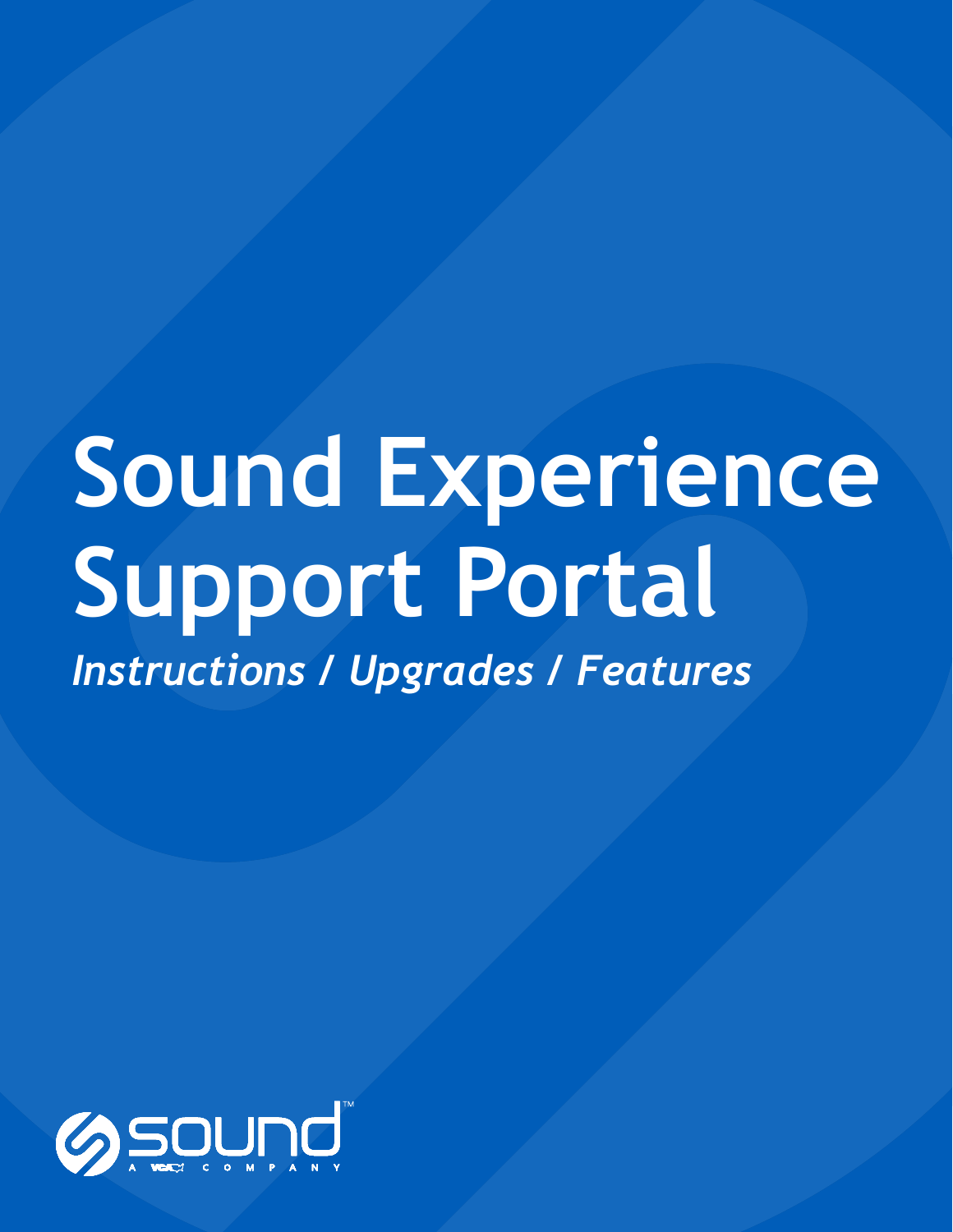# Sound Experience Support Portal

*Instructions / Upgrades / Features*

sound™

A WEX COMPANY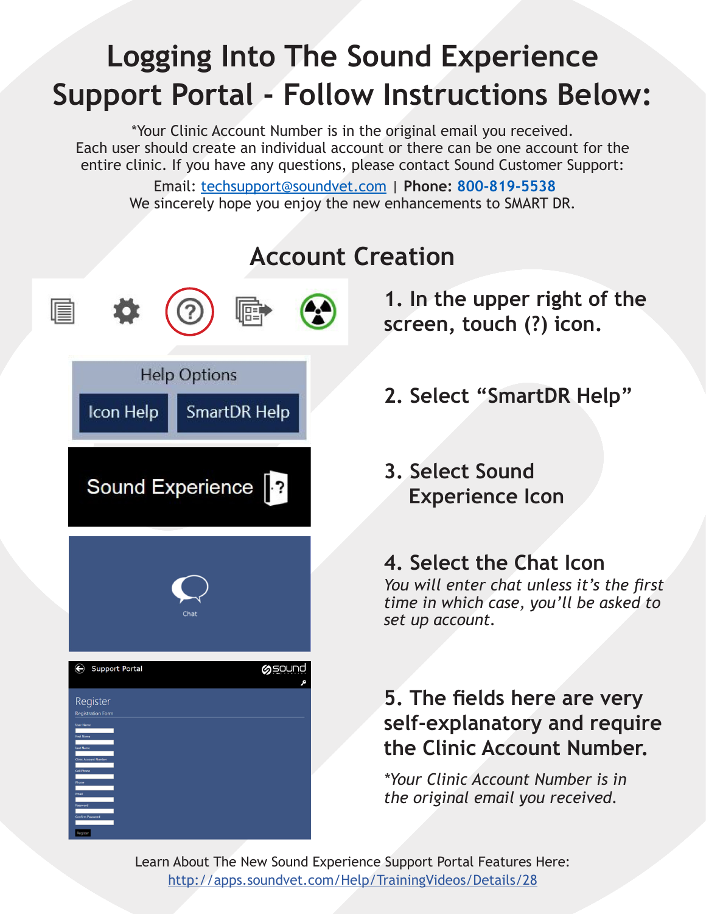# Logging Into The Sound Experience Support Portal - Follow Instructions Below:

*Your Clinic Account Number is in the original email you received.
Each user should create an individual account or there can be one account for the entire clinic. If you have any questions, please contact Sound Customer Support:

Email: techsupport@soundvet.com | **Phone: 800-819-5538**
We sincerely hope you enjoy the new enhancements to SMART DR.

## Account Creation

**1. In the upper right of the screen, touch (?) icon.**

**2. Select "SmartDR Help"**

**3. Select Sound Experience Icon**

**4. Select the Chat Icon**

*You will enter chat unless it's the first time in which case, you'll be asked to set up account.*

**5. The fields here are very self-explanatory and require the Clinic Account Number.**

**Your Clinic Account Number is in the original email you received.*

Learn About The New Sound Experience Support Portal Features Here:
http://apps.soundvet.com/Help/TrainingVideos/Details/28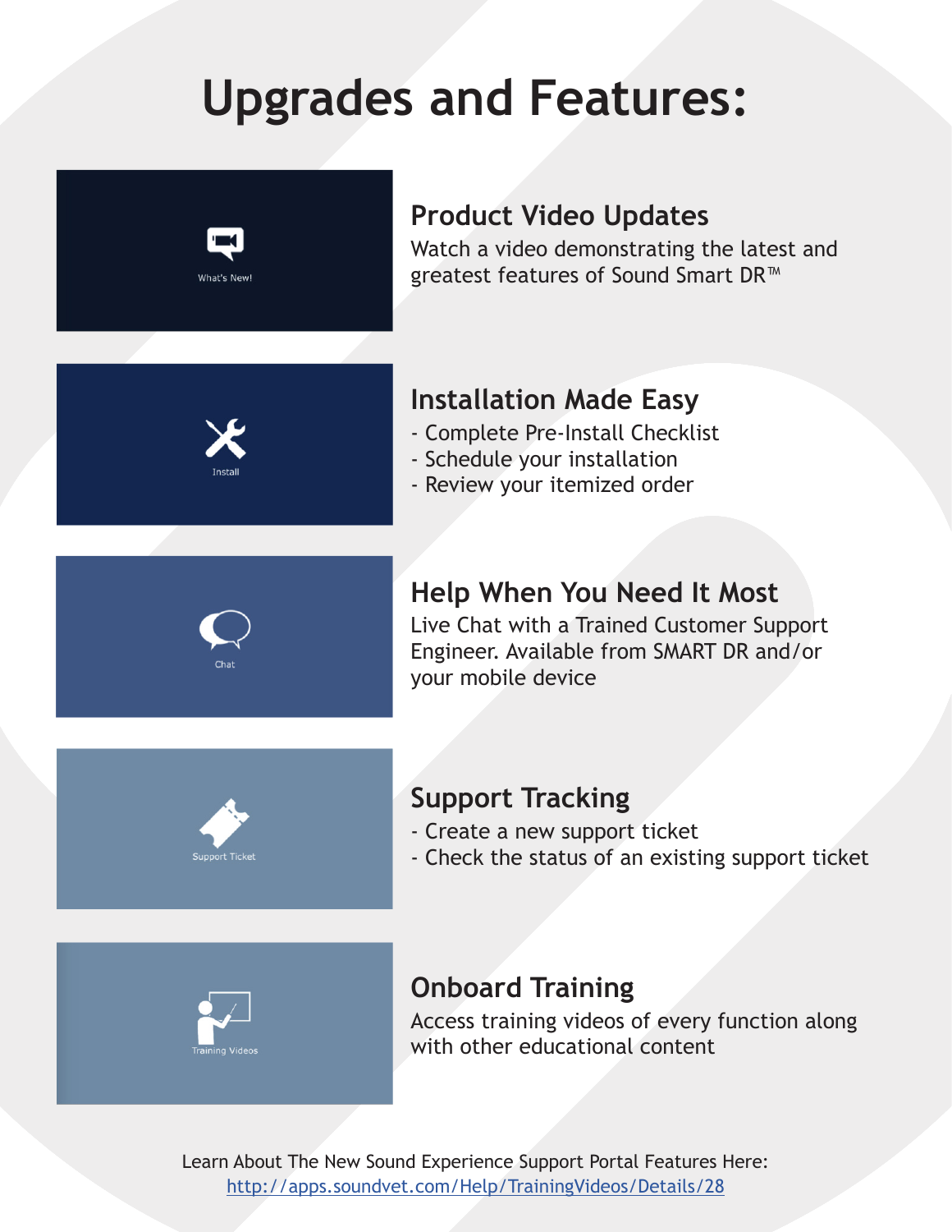# Upgrades and Features:

What's New!

## Product Video Updates

Watch a video demonstrating the latest and greatest features of Sound Smart DR™

Install

## Installation Made Easy

- Complete Pre-Install Checklist
- Schedule your installation
- Review your itemized order

Chat

## Help When You Need It Most

Live Chat with a Trained Customer Support Engineer. Available from SMART DR and/or your mobile device

Support Ticket

## Support Tracking

- Create a new support ticket
- Check the status of an existing support ticket

Training Videos

## Onboard Training

Access training videos of every function along with other educational content

Learn About The New Sound Experience Support Portal Features Here:
[http://apps.soundvet.com/Help/TrainingVideos/Details/28](http://apps.soundvet.com/Help/TrainingVideos/Details/28)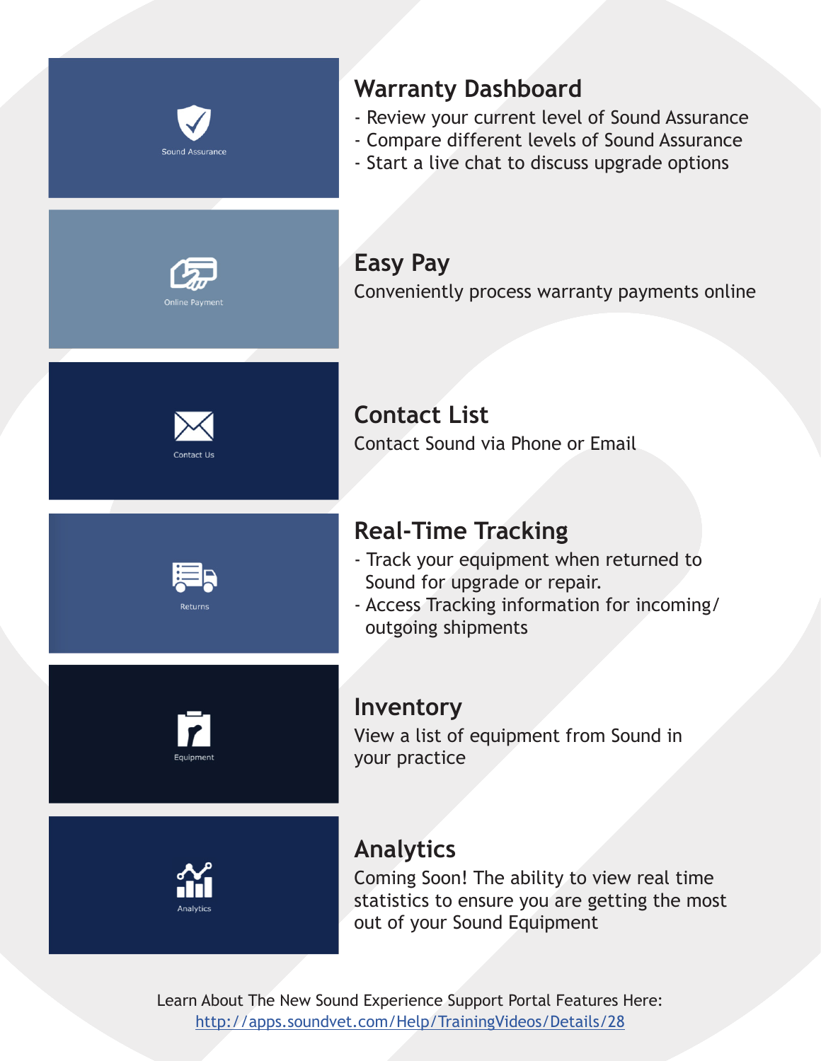Sound Assurance

## Warranty Dashboard

- Review your current level of Sound Assurance
- Compare different levels of Sound Assurance
- Start a live chat to discuss upgrade options

Online Payment

## Easy Pay

Conveniently process warranty payments online

Contact Us

## Contact List

Contact Sound via Phone or Email

Returns

## Real-Time Tracking

- Track your equipment when returned to Sound for upgrade or repair.
- Access Tracking information for incoming/ outgoing shipments

Equipment

## Inventory

View a list of equipment from Sound in your practice

Analytics

## Analytics

Coming Soon! The ability to view real time statistics to ensure you are getting the most out of your Sound Equipment

Learn About The New Sound Experience Support Portal Features Here:
[http://apps.soundvet.com/Help/TrainingVideos/Details/28](http://apps.soundvet.com/Help/TrainingVideos/Details/28)